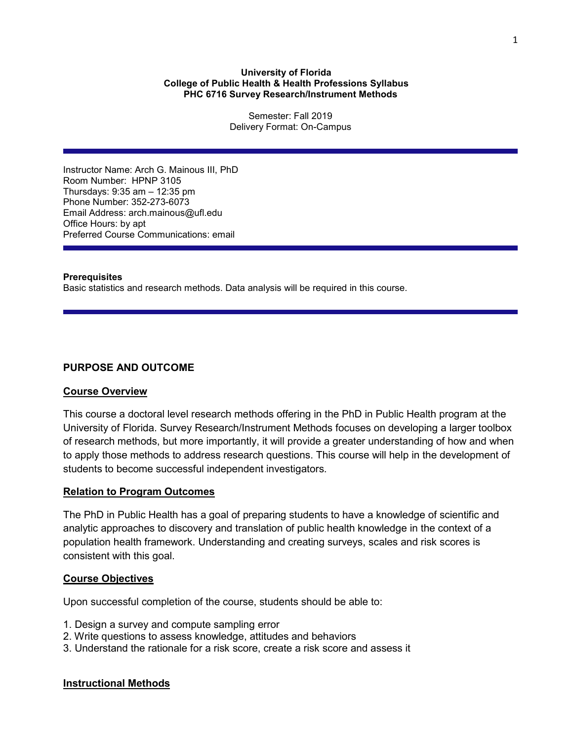**University of Florida**
**College of Public Health & Health Professions Syllabus**
**PHC 6716 Survey Research/Instrument Methods**

Semester: Fall 2019
Delivery Format: On-Campus

---

Instructor Name: Arch G. Mainous III, PhD
Room Number: HPNP 3105
Thursdays: 9:35 am – 12:35 pm
Phone Number: 352-273-6073
Email Address: arch.mainous@ufl.edu
Office Hours: by apt
Preferred Course Communications: email

---

**Prerequisites**
Basic statistics and research methods. Data analysis will be required in this course.

---

## PURPOSE AND OUTCOME

### Course Overview

This course a doctoral level research methods offering in the PhD in Public Health program at the University of Florida. Survey Research/Instrument Methods focuses on developing a larger toolbox of research methods, but more importantly, it will provide a greater understanding of how and when to apply those methods to address research questions. This course will help in the development of students to become successful independent investigators.

### Relation to Program Outcomes

The PhD in Public Health has a goal of preparing students to have a knowledge of scientific and analytic approaches to discovery and translation of public health knowledge in the context of a population health framework. Understanding and creating surveys, scales and risk scores is consistent with this goal.

### Course Objectives

Upon successful completion of the course, students should be able to:

1. Design a survey and compute sampling error
2. Write questions to assess knowledge, attitudes and behaviors
3. Understand the rationale for a risk score, create a risk score and assess it

### Instructional Methods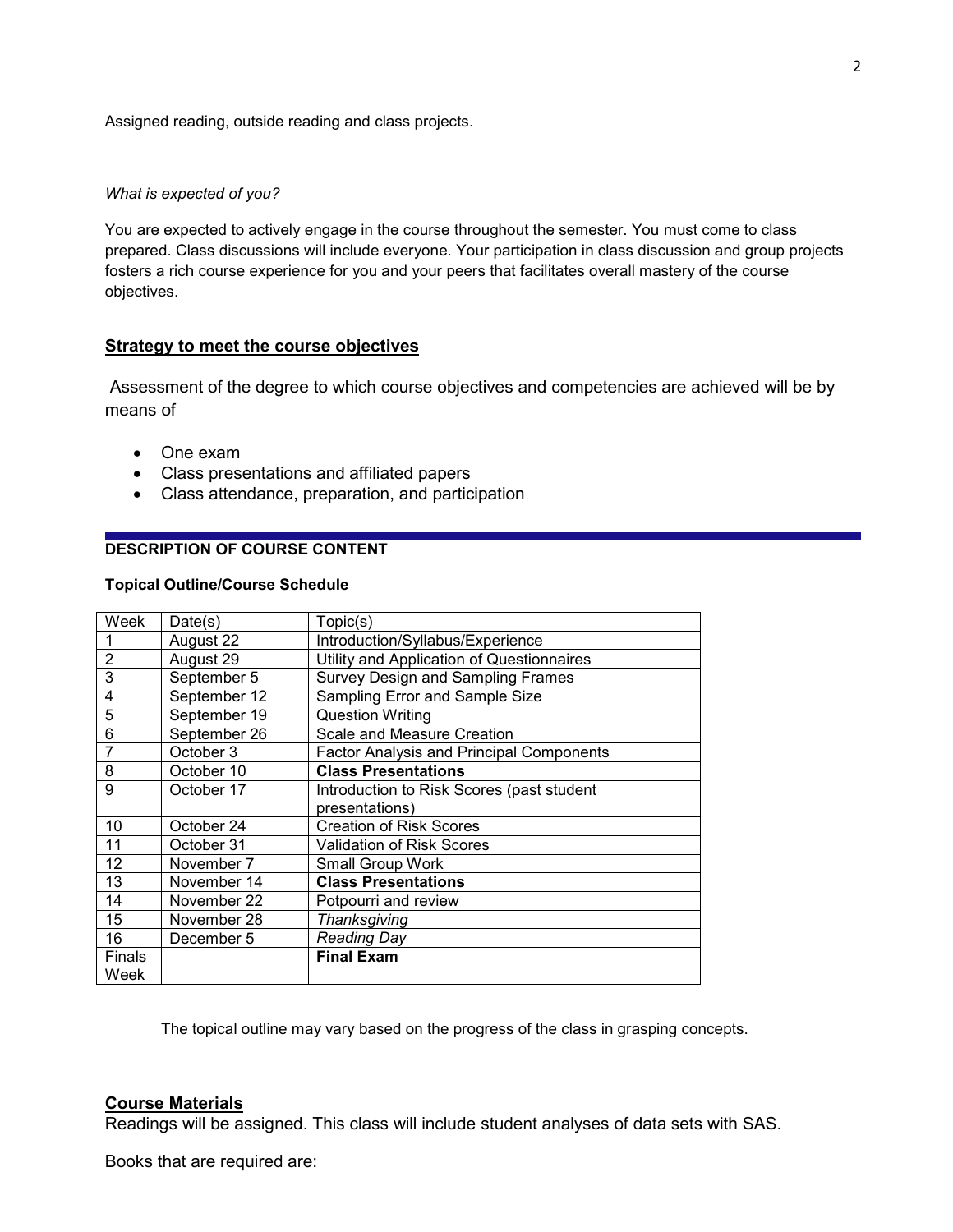Assigned reading, outside reading and class projects.

*What is expected of you?*

You are expected to actively engage in the course throughout the semester. You must come to class prepared. Class discussions will include everyone. Your participation in class discussion and group projects fosters a rich course experience for you and your peers that facilitates overall mastery of the course objectives.

## Strategy to meet the course objectives

Assessment of the degree to which course objectives and competencies are achieved will be by means of

- One exam
- Class presentations and affiliated papers
- Class attendance, preparation, and participation

## DESCRIPTION OF COURSE CONTENT

### Topical Outline/Course Schedule

| Week | Date(s) | Topic(s) |
|---|---|---|
| 1 | August 22 | Introduction/Syllabus/Experience |
| 2 | August 29 | Utility and Application of Questionnaires |
| 3 | September 5 | Survey Design and Sampling Frames |
| 4 | September 12 | Sampling Error and Sample Size |
| 5 | September 19 | Question Writing |
| 6 | September 26 | Scale and Measure Creation |
| 7 | October 3 | Factor Analysis and Principal Components |
| 8 | October 10 | **Class Presentations** |
| 9 | October 17 | Introduction to Risk Scores (past student presentations) |
| 10 | October 24 | Creation of Risk Scores |
| 11 | October 31 | Validation of Risk Scores |
| 12 | November 7 | Small Group Work |
| 13 | November 14 | **Class Presentations** |
| 14 | November 22 | Potpourri and review |
| 15 | November 28 | *Thanksgiving* |
| 16 | December 5 | *Reading Day* |
| Finals Week | | **Final Exam** |

The topical outline may vary based on the progress of the class in grasping concepts.

## Course Materials

Readings will be assigned. This class will include student analyses of data sets with SAS.

Books that are required are: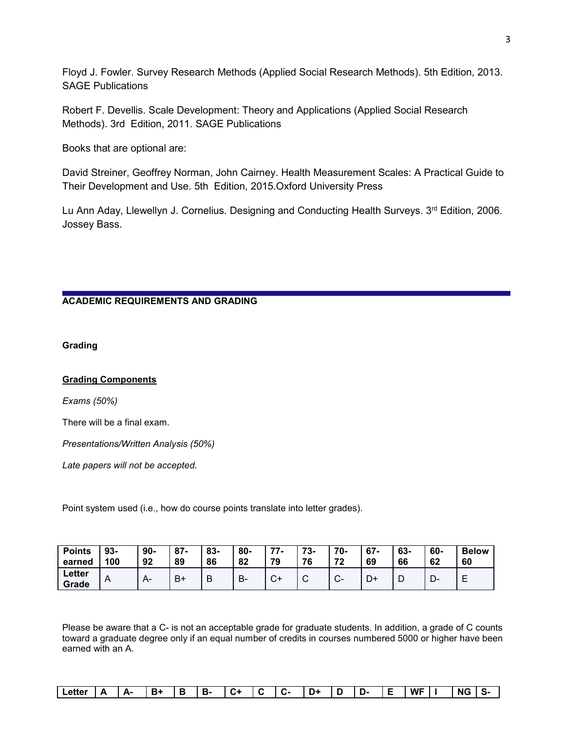Floyd J. Fowler. Survey Research Methods (Applied Social Research Methods). 5th Edition, 2013. SAGE Publications

Robert F. Devellis. Scale Development: Theory and Applications (Applied Social Research Methods). 3rd Edition, 2011. SAGE Publications

Books that are optional are:

David Streiner, Geoffrey Norman, John Cairney. Health Measurement Scales: A Practical Guide to Their Development and Use. 5th Edition, 2015.Oxford University Press

Lu Ann Aday, Llewellyn J. Cornelius. Designing and Conducting Health Surveys. 3rd Edition, 2006. Jossey Bass.

## ACADEMIC REQUIREMENTS AND GRADING

### Grading

**Grading Components**

*Exams (50%)*

There will be a final exam.

*Presentations/Written Analysis (50%)*

*Late papers will not be accepted.*

Point system used (i.e., how do course points translate into letter grades).

| **Points earned** | **93-100** | **90-92** | **87-89** | **83-86** | **80-82** | **77-79** | **73-76** | **70-72** | **67-69** | **63-66** | **60-62** | **Below 60** |
|---|---|---|---|---|---|---|---|---|---|---|---|---|
| **Letter Grade** | A | A- | B+ | B | B- | C+ | C | C- | D+ | D | D- | E |

Please be aware that a C- is not an acceptable grade for graduate students. In addition, a grade of C counts toward a graduate degree only if an equal number of credits in courses numbered 5000 or higher have been earned with an A.

| **Letter** | **A** | **A-** | **B+** | **B** | **B-** | **C+** | **C** | **C-** | **D+** | **D** | **D-** | **E** | **WF** | **I** | **NG** | **S-** |
|---|---|---|---|---|---|---|---|---|---|---|---|---|---|---|---|---|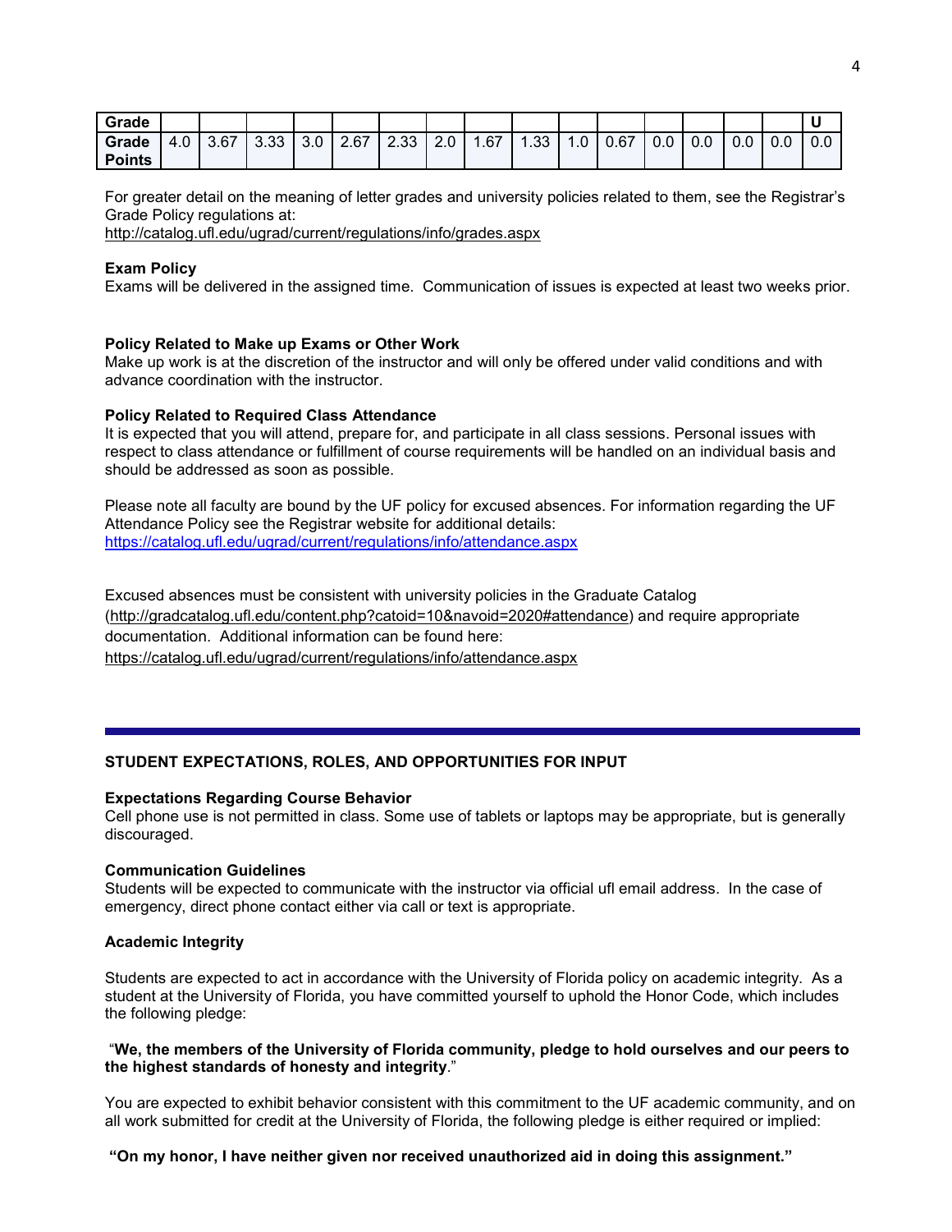| Grade | | | | | | | | | | | | | | | | U |
|---|---|---|---|---|---|---|---|---|---|---|---|---|---|---|---|---|
| Grade Points | 4.0 | 3.67 | 3.33 | 3.0 | 2.67 | 2.33 | 2.0 | 1.67 | 1.33 | 1.0 | 0.67 | 0.0 | 0.0 | 0.0 | 0.0 | 0.0 |

For greater detail on the meaning of letter grades and university policies related to them, see the Registrar's Grade Policy regulations at:
http://catalog.ufl.edu/ugrad/current/regulations/info/grades.aspx

**Exam Policy**
Exams will be delivered in the assigned time. Communication of issues is expected at least two weeks prior.

**Policy Related to Make up Exams or Other Work**
Make up work is at the discretion of the instructor and will only be offered under valid conditions and with advance coordination with the instructor.

**Policy Related to Required Class Attendance**
It is expected that you will attend, prepare for, and participate in all class sessions. Personal issues with respect to class attendance or fulfillment of course requirements will be handled on an individual basis and should be addressed as soon as possible.

Please note all faculty are bound by the UF policy for excused absences. For information regarding the UF Attendance Policy see the Registrar website for additional details:
https://catalog.ufl.edu/ugrad/current/regulations/info/attendance.aspx

Excused absences must be consistent with university policies in the Graduate Catalog (http://gradcatalog.ufl.edu/content.php?catoid=10&navoid=2020#attendance) and require appropriate documentation. Additional information can be found here:
https://catalog.ufl.edu/ugrad/current/regulations/info/attendance.aspx

---

## STUDENT EXPECTATIONS, ROLES, AND OPPORTUNITIES FOR INPUT

**Expectations Regarding Course Behavior**
Cell phone use is not permitted in class. Some use of tablets or laptops may be appropriate, but is generally discouraged.

**Communication Guidelines**
Students will be expected to communicate with the instructor via official ufl email address. In the case of emergency, direct phone contact either via call or text is appropriate.

**Academic Integrity**

Students are expected to act in accordance with the University of Florida policy on academic integrity. As a student at the University of Florida, you have committed yourself to uphold the Honor Code, which includes the following pledge:

"**We, the members of the University of Florida community, pledge to hold ourselves and our peers to the highest standards of honesty and integrity**."

You are expected to exhibit behavior consistent with this commitment to the UF academic community, and on all work submitted for credit at the University of Florida, the following pledge is either required or implied:

**"On my honor, I have neither given nor received unauthorized aid in doing this assignment."**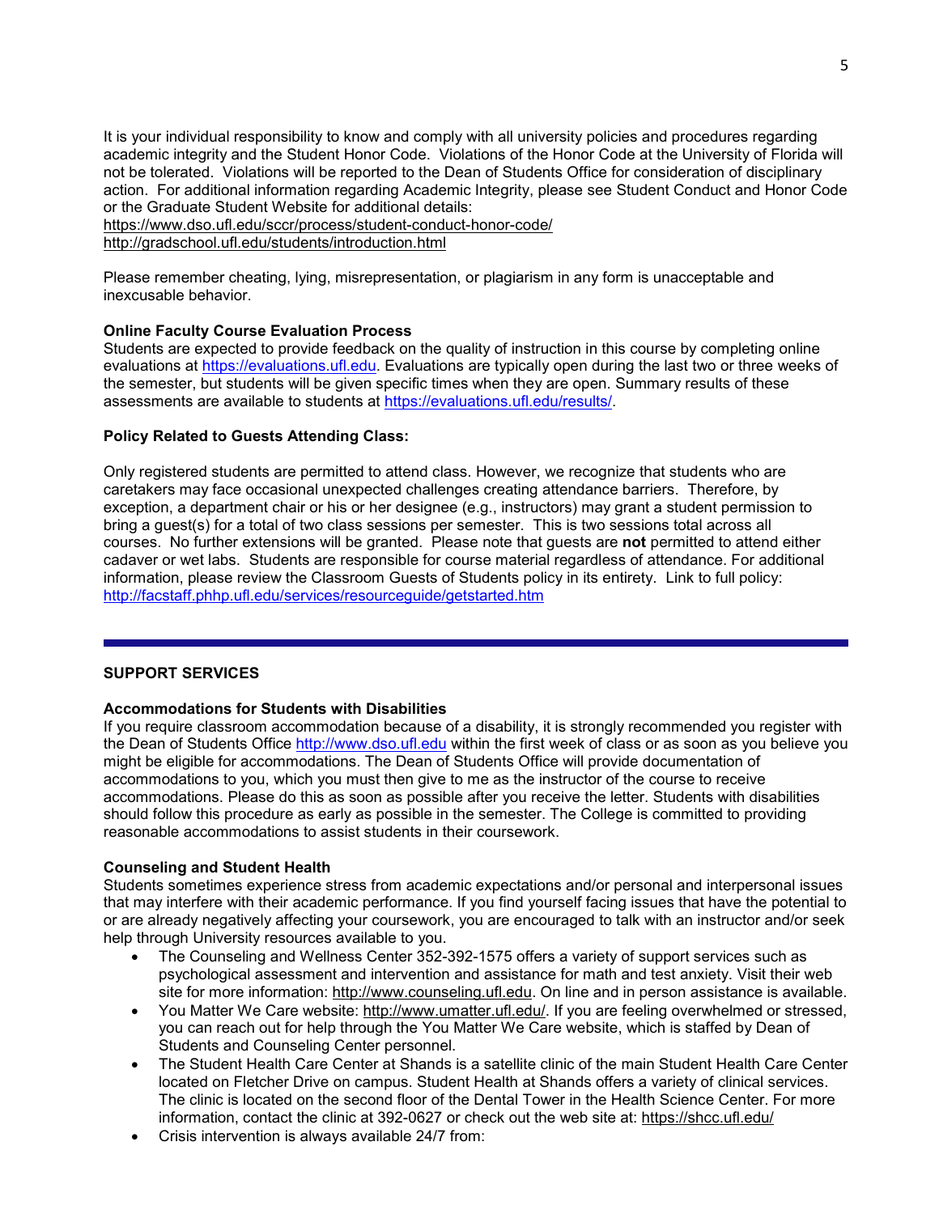It is your individual responsibility to know and comply with all university policies and procedures regarding academic integrity and the Student Honor Code. Violations of the Honor Code at the University of Florida will not be tolerated. Violations will be reported to the Dean of Students Office for consideration of disciplinary action. For additional information regarding Academic Integrity, please see Student Conduct and Honor Code or the Graduate Student Website for additional details:
https://www.dso.ufl.edu/sccr/process/student-conduct-honor-code/
http://gradschool.ufl.edu/students/introduction.html

Please remember cheating, lying, misrepresentation, or plagiarism in any form is unacceptable and inexcusable behavior.

**Online Faculty Course Evaluation Process**

Students are expected to provide feedback on the quality of instruction in this course by completing online evaluations at https://evaluations.ufl.edu. Evaluations are typically open during the last two or three weeks of the semester, but students will be given specific times when they are open. Summary results of these assessments are available to students at https://evaluations.ufl.edu/results/.

**Policy Related to Guests Attending Class:**

Only registered students are permitted to attend class. However, we recognize that students who are caretakers may face occasional unexpected challenges creating attendance barriers. Therefore, by exception, a department chair or his or her designee (e.g., instructors) may grant a student permission to bring a guest(s) for a total of two class sessions per semester. This is two sessions total across all courses. No further extensions will be granted. Please note that guests are **not** permitted to attend either cadaver or wet labs. Students are responsible for course material regardless of attendance. For additional information, please review the Classroom Guests of Students policy in its entirety. Link to full policy: http://facstaff.phhp.ufl.edu/services/resourceguide/getstarted.htm

---

## SUPPORT SERVICES

**Accommodations for Students with Disabilities**

If you require classroom accommodation because of a disability, it is strongly recommended you register with the Dean of Students Office http://www.dso.ufl.edu within the first week of class or as soon as you believe you might be eligible for accommodations. The Dean of Students Office will provide documentation of accommodations to you, which you must then give to me as the instructor of the course to receive accommodations. Please do this as soon as possible after you receive the letter. Students with disabilities should follow this procedure as early as possible in the semester. The College is committed to providing reasonable accommodations to assist students in their coursework.

**Counseling and Student Health**

Students sometimes experience stress from academic expectations and/or personal and interpersonal issues that may interfere with their academic performance. If you find yourself facing issues that have the potential to or are already negatively affecting your coursework, you are encouraged to talk with an instructor and/or seek help through University resources available to you.

- The Counseling and Wellness Center 352-392-1575 offers a variety of support services such as psychological assessment and intervention and assistance for math and test anxiety. Visit their web site for more information: http://www.counseling.ufl.edu. On line and in person assistance is available.
- You Matter We Care website: http://www.umatter.ufl.edu/. If you are feeling overwhelmed or stressed, you can reach out for help through the You Matter We Care website, which is staffed by Dean of Students and Counseling Center personnel.
- The Student Health Care Center at Shands is a satellite clinic of the main Student Health Care Center located on Fletcher Drive on campus. Student Health at Shands offers a variety of clinical services. The clinic is located on the second floor of the Dental Tower in the Health Science Center. For more information, contact the clinic at 392-0627 or check out the web site at: https://shcc.ufl.edu/
- Crisis intervention is always available 24/7 from: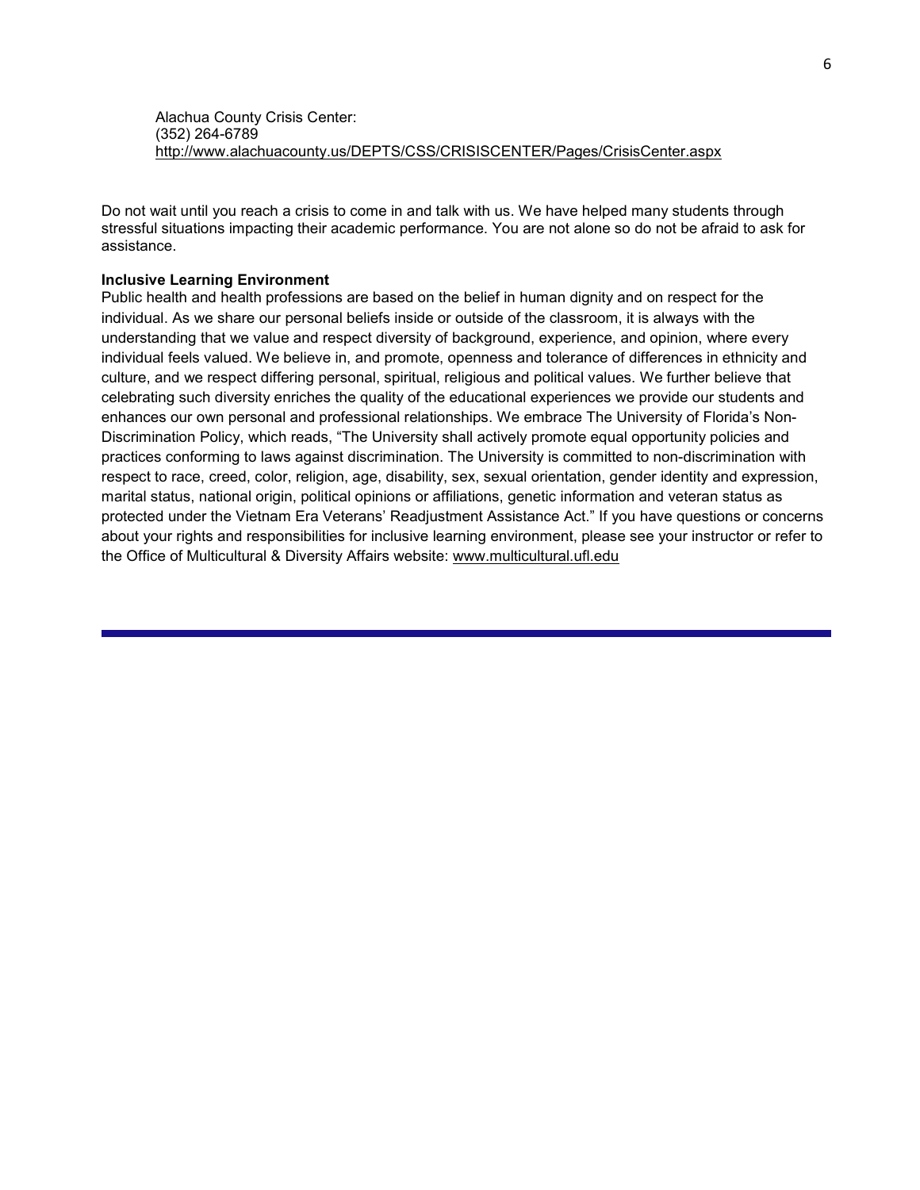Alachua County Crisis Center:
(352) 264-6789
http://www.alachuacounty.us/DEPTS/CSS/CRISISCENTER/Pages/CrisisCenter.aspx

Do not wait until you reach a crisis to come in and talk with us. We have helped many students through stressful situations impacting their academic performance. You are not alone so do not be afraid to ask for assistance.

**Inclusive Learning Environment**

Public health and health professions are based on the belief in human dignity and on respect for the individual. As we share our personal beliefs inside or outside of the classroom, it is always with the understanding that we value and respect diversity of background, experience, and opinion, where every individual feels valued. We believe in, and promote, openness and tolerance of differences in ethnicity and culture, and we respect differing personal, spiritual, religious and political values. We further believe that celebrating such diversity enriches the quality of the educational experiences we provide our students and enhances our own personal and professional relationships. We embrace The University of Florida's Non-Discrimination Policy, which reads, "The University shall actively promote equal opportunity policies and practices conforming to laws against discrimination. The University is committed to non-discrimination with respect to race, creed, color, religion, age, disability, sex, sexual orientation, gender identity and expression, marital status, national origin, political opinions or affiliations, genetic information and veteran status as protected under the Vietnam Era Veterans' Readjustment Assistance Act." If you have questions or concerns about your rights and responsibilities for inclusive learning environment, please see your instructor or refer to the Office of Multicultural & Diversity Affairs website: www.multicultural.ufl.edu